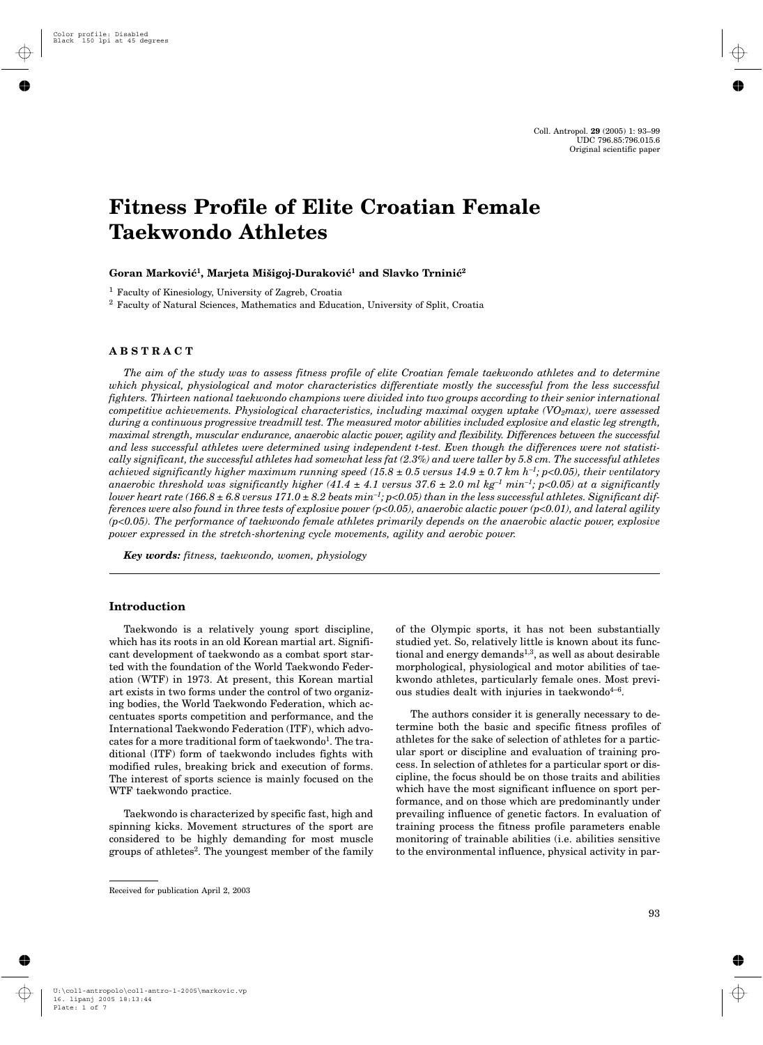# Fitness Profile of Elite Croatian Female Taekwondo Athletes

**Goran Marković[1], Marjeta Mišigoj-Duraković[1] and Slavko Trninić[2]**

[1] Faculty of Kinesiology, University of Zagreb, Croatia

[2] Faculty of Natural Sciences, Mathematics and Education, University of Split, Croatia

## ABSTRACT

*The aim of the study was to assess fitness profile of elite Croatian female taekwondo athletes and to determine which physical, physiological and motor characteristics differentiate mostly the successful from the less successful fighters. Thirteen national taekwondo champions were divided into two groups according to their senior international competitive achievements. Physiological characteristics, including maximal oxygen uptake ($VO_2max$), were assessed during a continuous progressive treadmill test. The measured motor abilities included explosive and elastic leg strength, maximal strength, muscular endurance, anaerobic alactic power, agility and flexibility. Differences between the successful and less successful athletes were determined using independent t-test. Even though the differences were not statistically significant, the successful athletes had somewhat less fat (2.3%) and were taller by 5.8 cm. The successful athletes achieved significantly higher maximum running speed (15.8 ± 0.5 versus 14.9 ± 0.7 km $h^{-1}$; $p<0.05$), their ventilatory anaerobic threshold was significantly higher (41.4 ± 4.1 versus 37.6 ± 2.0 ml $kg^{-1}$ $min^{-1}$; $p<0.05$) at a significantly lower heart rate (166.8 ± 6.8 versus 171.0 ± 8.2 beats $min^{-1}$; $p<0.05$) than in the less successful athletes. Significant differences were also found in three tests of explosive power ($p<0.05$), anaerobic alactic power ($p<0.01$), and lateral agility ($p<0.05$). The performance of taekwondo female athletes primarily depends on the anaerobic alactic power, explosive power expressed in the stretch-shortening cycle movements, agility and aerobic power.*

***Key words:** fitness, taekwondo, women, physiology*

## Introduction

Taekwondo is a relatively young sport discipline, which has its roots in an old Korean martial art. Significant development of taekwondo as a combat sport started with the foundation of the World Taekwondo Federation (WTF) in 1973. At present, this Korean martial art exists in two forms under the control of two organizing bodies, the World Taekwondo Federation, which accentuates sports competition and performance, and the International Taekwondo Federation (ITF), which advocates for a more traditional form of taekwondo[1]. The traditional (ITF) form of taekwondo includes fights with modified rules, breaking brick and execution of forms. The interest of sports science is mainly focused on the WTF taekwondo practice.

Taekwondo is characterized by specific fast, high and spinning kicks. Movement structures of the sport are considered to be highly demanding for most muscle groups of athletes[2]. The youngest member of the family of the Olympic sports, it has not been substantially studied yet. So, relatively little is known about its functional and energy demands[1,3], as well as about desirable morphological, physiological and motor abilities of taekwondo athletes, particularly female ones. Most previous studies dealt with injuries in taekwondo[4–6].

The authors consider it is generally necessary to determine both the basic and specific fitness profiles of athletes for the sake of selection of athletes for a particular sport or discipline and evaluation of training process. In selection of athletes for a particular sport or discipline, the focus should be on those traits and abilities which have the most significant influence on sport performance, and on those which are predominantly under prevailing influence of genetic factors. In evaluation of training process the fitness profile parameters enable monitoring of trainable abilities (i.e. abilities sensitive to the environmental influence, physical activity in par-

Received for publication April 2, 2003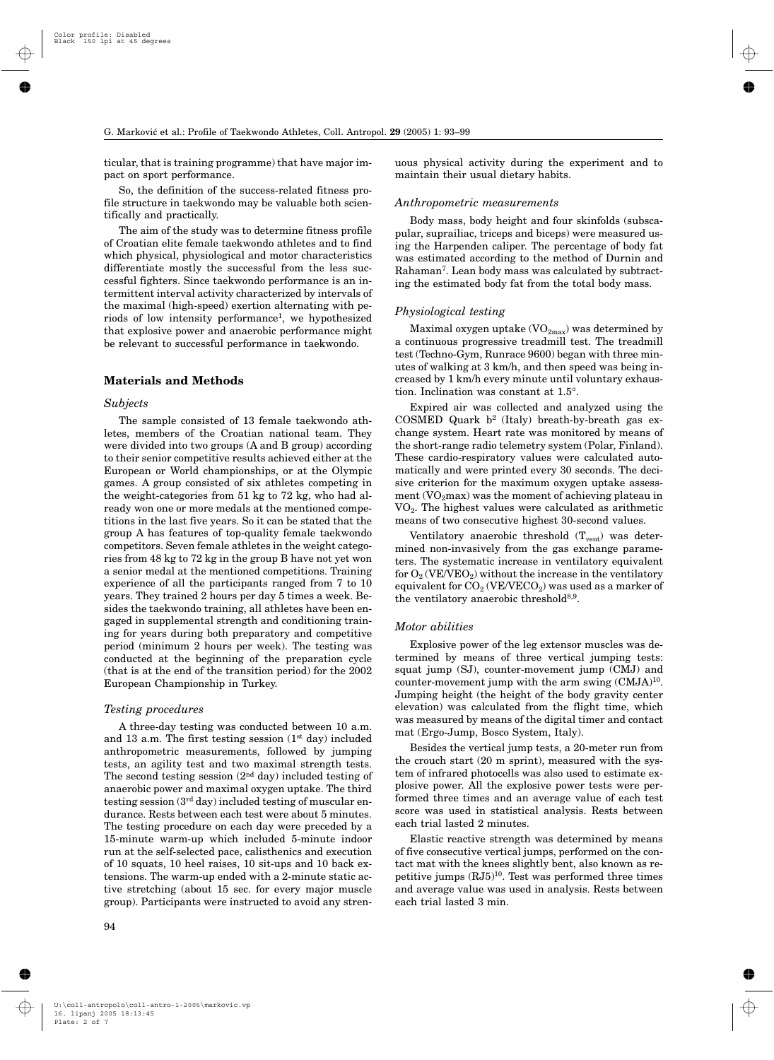ticular, that is training programme) that have major impact on sport performance.

So, the definition of the success-related fitness profile structure in taekwondo may be valuable both scientifically and practically.

The aim of the study was to determine fitness profile of Croatian elite female taekwondo athletes and to find which physical, physiological and motor characteristics differentiate mostly the successful from the less successful fighters. Since taekwondo performance is an intermittent interval activity characterized by intervals of the maximal (high-speed) exertion alternating with periods of low intensity performance[1], we hypothesized that explosive power and anaerobic performance might be relevant to successful performance in taekwondo.

## Materials and Methods

### *Subjects*

The sample consisted of 13 female taekwondo athletes, members of the Croatian national team. They were divided into two groups (A and B group) according to their senior competitive results achieved either at the European or World championships, or at the Olympic games. A group consisted of six athletes competing in the weight-categories from 51 kg to 72 kg, who had already won one or more medals at the mentioned competitions in the last five years. So it can be stated that the group A has features of top-quality female taekwondo competitors. Seven female athletes in the weight categories from 48 kg to 72 kg in the group B have not yet won a senior medal at the mentioned competitions. Training experience of all the participants ranged from 7 to 10 years. They trained 2 hours per day 5 times a week. Besides the taekwondo training, all athletes have been engaged in supplemental strength and conditioning training for years during both preparatory and competitive period (minimum 2 hours per week). The testing was conducted at the beginning of the preparation cycle (that is at the end of the transition period) for the 2002 European Championship in Turkey.

### *Testing procedures*

A three-day testing was conducted between 10 a.m. and 13 a.m. The first testing session (1st day) included anthropometric measurements, followed by jumping tests, an agility test and two maximal strength tests. The second testing session (2nd day) included testing of anaerobic power and maximal oxygen uptake. The third testing session (3rd day) included testing of muscular endurance. Rests between each test were about 5 minutes. The testing procedure on each day were preceded by a 15-minute warm-up which included 5-minute indoor run at the self-selected pace, calisthenics and execution of 10 squats, 10 heel raises, 10 sit-ups and 10 back extensions. The warm-up ended with a 2-minute static active stretching (about 15 sec. for every major muscle group). Participants were instructed to avoid any strenuous physical activity during the experiment and to maintain their usual dietary habits.

### *Anthropometric measurements*

Body mass, body height and four skinfolds (subscapular, suprailiac, triceps and biceps) were measured using the Harpenden caliper. The percentage of body fat was estimated according to the method of Durnin and Rahaman[7]. Lean body mass was calculated by subtracting the estimated body fat from the total body mass.

### *Physiological testing*

Maximal oxygen uptake ($VO_{2max}$) was determined by a continuous progressive treadmill test. The treadmill test (Techno-Gym, Runrace 9600) began with three minutes of walking at 3 km/h, and then speed was being increased by 1 km/h every minute until voluntary exhaustion. Inclination was constant at 1.5°.

Expired air was collected and analyzed using the COSMED Quark b[2] (Italy) breath-by-breath gas exchange system. Heart rate was monitored by means of the short-range radio telemetry system (Polar, Finland). These cardio-respiratory values were calculated automatically and were printed every 30 seconds. The decisive criterion for the maximum oxygen uptake assessment ($VO_2$max) was the moment of achieving plateau in $VO_2$. The highest values were calculated as arithmetic means of two consecutive highest 30-second values.

Ventilatory anaerobic threshold ($T_{vent}$) was determined non-invasively from the gas exchange parameters. The systematic increase in ventilatory equivalent for $O_2$ ($VE/VEO_2$) without the increase in the ventilatory equivalent for $CO_2$ ($VE/VECO_2$) was used as a marker of the ventilatory anaerobic threshold[8,9].

### *Motor abilities*

Explosive power of the leg extensor muscles was determined by means of three vertical jumping tests: squat jump (SJ), counter-movement jump (CMJ) and counter-movement jump with the arm swing (CMJA)[10]. Jumping height (the height of the body gravity center elevation) was calculated from the flight time, which was measured by means of the digital timer and contact mat (Ergo-Jump, Bosco System, Italy).

Besides the vertical jump tests, a 20-meter run from the crouch start (20 m sprint), measured with the system of infrared photocells was also used to estimate explosive power. All the explosive power tests were performed three times and an average value of each test score was used in statistical analysis. Rests between each trial lasted 2 minutes.

Elastic reactive strength was determined by means of five consecutive vertical jumps, performed on the contact mat with the knees slightly bent, also known as repetitive jumps (RJ5)[10]. Test was performed three times and average value was used in analysis. Rests between each trial lasted 3 min.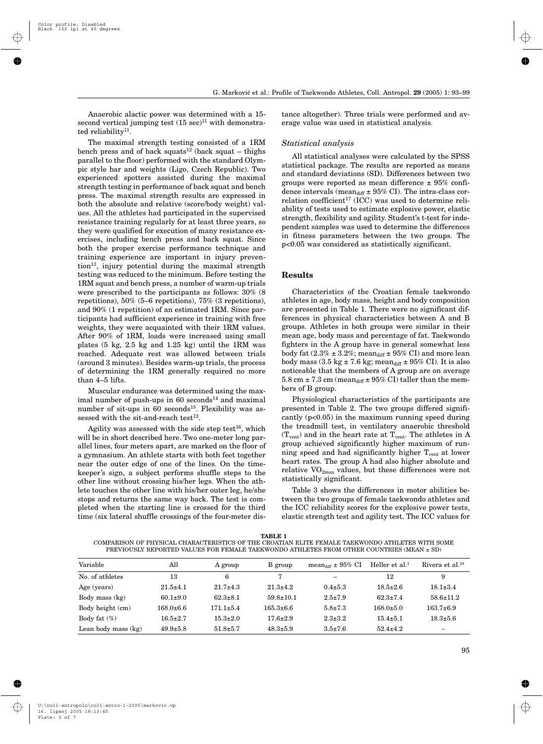Anaerobic alactic power was determined with a 15-second vertical jumping test (15 sec)[11] with demonstrated reliability[11].

The maximal strength testing consisted of a 1RM bench press and of back squats[12] (back squat – thighs parallel to the floor) performed with the standard Olympic style bar and weights (Ligo, Czech Republic). Two experienced spotters assisted during the maximal strength testing in performance of back squat and bench press. The maximal strength results are expressed in both the absolute and relative (score/body weight) values. All the athletes had participated in the supervised resistance training regularly for at least three years, so they were qualified for execution of many resistance exercises, including bench press and back squat. Since both the proper exercise performance technique and training experience are important in injury prevention[13], injury potential during the maximal strength testing was reduced to the minimum. Before testing the 1RM squat and bench press, a number of warm-up trials were prescribed to the participants as follows: 30% (8 repetitions), 50% (5–6 repetitions), 75% (3 repetitions), and 90% (1 repetition) of an estimated 1RM. Since participants had sufficient experience in training with free weights, they were acquainted with their 1RM values. After 90% of 1RM, loads were increased using small plates (5 kg, 2.5 kg and 1.25 kg) until the 1RM was reached. Adequate rest was allowed between trials (around 3 minutes). Besides warm-up trials, the process of determining the 1RM generally required no more than 4–5 lifts.

Muscular endurance was determined using the maximal number of push-ups in 60 seconds[14] and maximal number of sit-ups in 60 seconds[15]. Flexibility was assessed with the sit-and-reach test[12].

Agility was assessed with the side step test[16], which will be in short described here. Two one-meter long parallel lines, four meters apart, are marked on the floor of a gymnasium. An athlete starts with both feet together near the outer edge of one of the lines. On the timekeeper's sign, a subject performs shuffle steps to the other line without crossing his/her legs. When the athlete touches the other line with his/her outer leg, he/she stops and returns the same way back. The test is completed when the starting line is crossed for the third time (six lateral shuffle crossings of the four-meter distance altogether). Three trials were performed and average value was used in statistical analysis.

### *Statistical analysis*

All statistical analyses were calculated by the SPSS statistical package. The results are reported as means and standard deviations (SD). Differences between two groups were reported as mean difference ± 95% confidence intervals ($mean_{diff}$ ± 95% CI). The intra-class correlation coefficient[17] (ICC) was used to determine reliability of tests used to estimate explosive power, elastic strength, flexibility and agility. Student's t-test for independent samples was used to determine the differences in fitness parameters between the two groups. The $p<0.05$ was considered as statistically significant.

## Results

Characteristics of the Croatian female taekwondo athletes in age, body mass, height and body composition are presented in Table 1. There were no significant differences in physical characteristics between A and B groups. Athletes in both groups were similar in their mean age, body mass and percentage of fat. Taekwondo fighters in the A group have in general somewhat less body fat (2.3% ± 3.2%; $mean_{diff}$ ± 95% CI) and more lean body mass (3.5 kg ± 7.6 kg; $mean_{diff}$ ± 95% CI). It is also noticeable that the members of A group are on average 5.8 cm ± 7.3 cm ($mean_{diff}$ ± 95% CI) taller than the members of B group.

Physiological characteristics of the participants are presented in Table 2. The two groups differed significantly ($p<0.05$) in the maximum running speed during the treadmill test, in ventilatory anaerobic threshold ($T_{vent}$) and in the heart rate at $T_{vent}$. The athletes in A group achieved significantly higher maximum of running speed and had significantly higher $T_{vent}$ at lower heart rates. The group A had also higher absolute and relative $VO_{2max}$ values, but these differences were not statistically significant.

Table 3 shows the differences in motor abilities between the two groups of female taekwondo athletes and the ICC reliability scores for the explosive power tests, elastic strength test and agility test. The ICC values for

**TABLE 1**
COMPARISON OF PHYSICAL CHARACTERISTICS OF THE CROATIAN ELITE FEMALE TAEKWONDO ATHLETES WITH SOME PREVIOUSLY REPORTED VALUES FOR FEMALE TAEKWONDO ATHLETES FROM OTHER COUNTRIES (MEAN ± SD)

| Variable | All | A group | B group | $mean_{diff}$ ± 95% CI | Heller et al.[1] | Rivera et al.[18] |
|---|---|---|---|---|---|---|
| No. of athletes | 13 | 6 | 7 | – | 12 | 9 |
| Age (years) | 21.5±4.1 | 21.7±4.3 | 21.3±4.2 | 0.4±5.3 | 18.5±2.6 | 18.1±3.4 |
| Body mass (kg) | 60.1±9.0 | 62.3±8.1 | 59.8±10.1 | 2.5±7.9 | 62.3±7.4 | 58.6±11.2 |
| Body height (cm) | 168.0±6.6 | 171.1±5.4 | 165.3±6.6 | 5.8±7.3 | 168.0±5.0 | 163.7±6.9 |
| Body fat (%) | 16.5±2.7 | 15.3±2.0 | 17.6±2.9 | 2.3±3.2 | 15.4±5.1 | 18.3±5.6 |
| Lean body mass (kg) | 49.9±5.8 | 51.8±5.7 | 48.3±5.9 | 3.5±7.6 | 52.4±4.2 | – |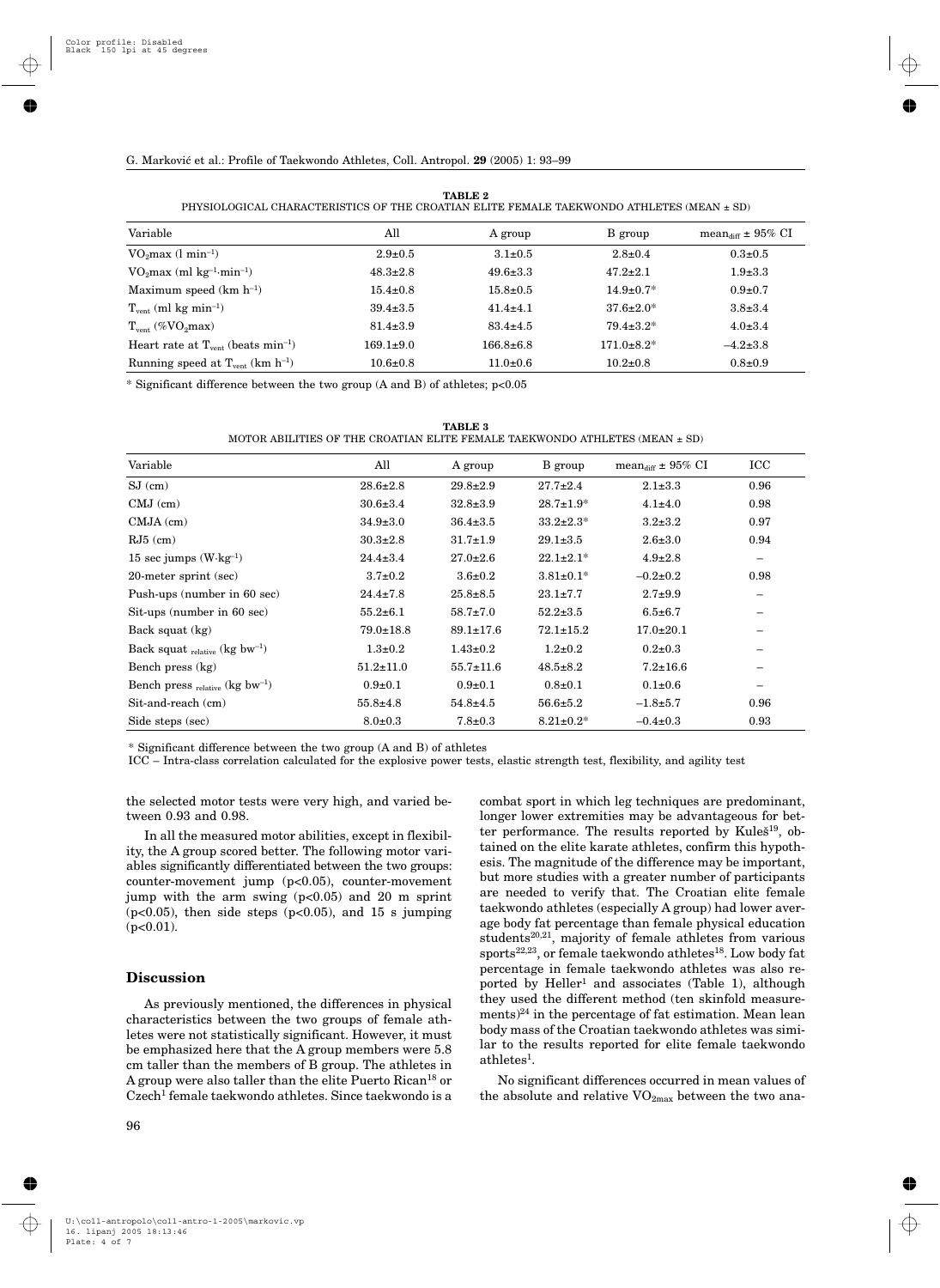**TABLE 2**
PHYSIOLOGICAL CHARACTERISTICS OF THE CROATIAN ELITE FEMALE TAEKWONDO ATHLETES (MEAN ± SD)

| Variable | All | A group | B group | $mean_{diff}$ ± 95% CI |
|---|---|---|---|---|
| $VO_2max$ ($l\ min^{-1}$) | 2.9±0.5 | 3.1±0.5 | 2.8±0.4 | 0.3±0.5 |
| $VO_2max$ ($ml\ kg^{-1}\cdot min^{-1}$) | 48.3±2.8 | 49.6±3.3 | 47.2±2.1 | 1.9±3.3 |
| Maximum speed ($km\ h^{-1}$) | 15.4±0.8 | 15.8±0.5 | 14.9±0.7* | 0.9±0.7 |
| $T_{vent}$ ($ml\ kg\ min^{-1}$) | 39.4±3.5 | 41.4±4.1 | 37.6±2.0* | 3.8±3.4 |
| $T_{vent}$ ($\%VO_2max$) | 81.4±3.9 | 83.4±4.5 | 79.4±3.2* | 4.0±3.4 |
| Heart rate at $T_{vent}$ ($beats\ min^{-1}$) | 169.1±9.0 | 166.8±6.8 | 171.0±8.2* | –4.2±3.8 |
| Running speed at $T_{vent}$ ($km\ h^{-1}$) | 10.6±0.8 | 11.0±0.6 | 10.2±0.8 | 0.8±0.9 |

* Significant difference between the two group (A and B) of athletes; $p<0.05$

**TABLE 3**
MOTOR ABILITIES OF THE CROATIAN ELITE FEMALE TAEKWONDO ATHLETES (MEAN ± SD)

| Variable | All | A group | B group | $mean_{diff}$ ± 95% CI | ICC |
|---|---|---|---|---|---|
| SJ (cm) | 28.6±2.8 | 29.8±2.9 | 27.7±2.4 | 2.1±3.3 | 0.96 |
| CMJ (cm) | 30.6±3.4 | 32.8±3.9 | 28.7±1.9* | 4.1±4.0 | 0.98 |
| CMJA (cm) | 34.9±3.0 | 36.4±3.5 | 33.2±2.3* | 3.2±3.2 | 0.97 |
| RJ5 (cm) | 30.3±2.8 | 31.7±1.9 | 29.1±3.5 | 2.6±3.0 | 0.94 |
| 15 sec jumps ($W\cdot kg^{-1}$) | 24.4±3.4 | 27.0±2.6 | 22.1±2.1* | 4.9±2.8 | – |
| 20-meter sprint (sec) | 3.7±0.2 | 3.6±0.2 | 3.81±0.1* | –0.2±0.2 | 0.98 |
| Push-ups (number in 60 sec) | 24.4±7.8 | 25.8±8.5 | 23.1±7.7 | 2.7±9.9 | – |
| Sit-ups (number in 60 sec) | 55.2±6.1 | 58.7±7.0 | 52.2±3.5 | 6.5±6.7 | – |
| Back squat (kg) | 79.0±18.8 | 89.1±17.6 | 72.1±15.2 | 17.0±20.1 | – |
| Back squat $_{relative}$ ($kg\ bw^{-1}$) | 1.3±0.2 | 1.43±0.2 | 1.2±0.2 | 0.2±0.3 | – |
| Bench press (kg) | 51.2±11.0 | 55.7±11.6 | 48.5±8.2 | 7.2±16.6 | – |
| Bench press $_{relative}$ ($kg\ bw^{-1}$) | 0.9±0.1 | 0.9±0.1 | 0.8±0.1 | 0.1±0.6 | – |
| Sit-and-reach (cm) | 55.8±4.8 | 54.8±4.5 | 56.6±5.2 | –1.8±5.7 | 0.96 |
| Side steps (sec) | 8.0±0.3 | 7.8±0.3 | 8.21±0.2* | –0.4±0.3 | 0.93 |

* Significant difference between the two group (A and B) of athletes
ICC – Intra-class correlation calculated for the explosive power tests, elastic strength test, flexibility, and agility test

the selected motor tests were very high, and varied between 0.93 and 0.98.

In all the measured motor abilities, except in flexibility, the A group scored better. The following motor variables significantly differentiated between the two groups: counter-movement jump ($p<0.05$), counter-movement jump with the arm swing ($p<0.05$) and 20 m sprint ($p<0.05$), then side steps ($p<0.05$), and 15 s jumping ($p<0.01$).

## Discussion

As previously mentioned, the differences in physical characteristics between the two groups of female athletes were not statistically significant. However, it must be emphasized here that the A group members were 5.8 cm taller than the members of B group. The athletes in A group were also taller than the elite Puerto Rican[18] or Czech[1] female taekwondo athletes. Since taekwondo is a combat sport in which leg techniques are predominant, longer lower extremities may be advantageous for better performance. The results reported by Kuleš[19], obtained on the elite karate athletes, confirm this hypothesis. The magnitude of the difference may be important, but more studies with a greater number of participants are needed to verify that. The Croatian elite female taekwondo athletes (especially A group) had lower average body fat percentage than female physical education students[20,21], majority of female athletes from various sports[22,23], or female taekwondo athletes[18]. Low body fat percentage in female taekwondo athletes was also reported by Heller[1] and associates (Table 1), although they used the different method (ten skinfold measurements)[24] in the percentage of fat estimation. Mean lean body mass of the Croatian taekwondo athletes was similar to the results reported for elite female taekwondo athletes[1].

No significant differences occurred in mean values of the absolute and relative $VO_{2max}$ between the two ana-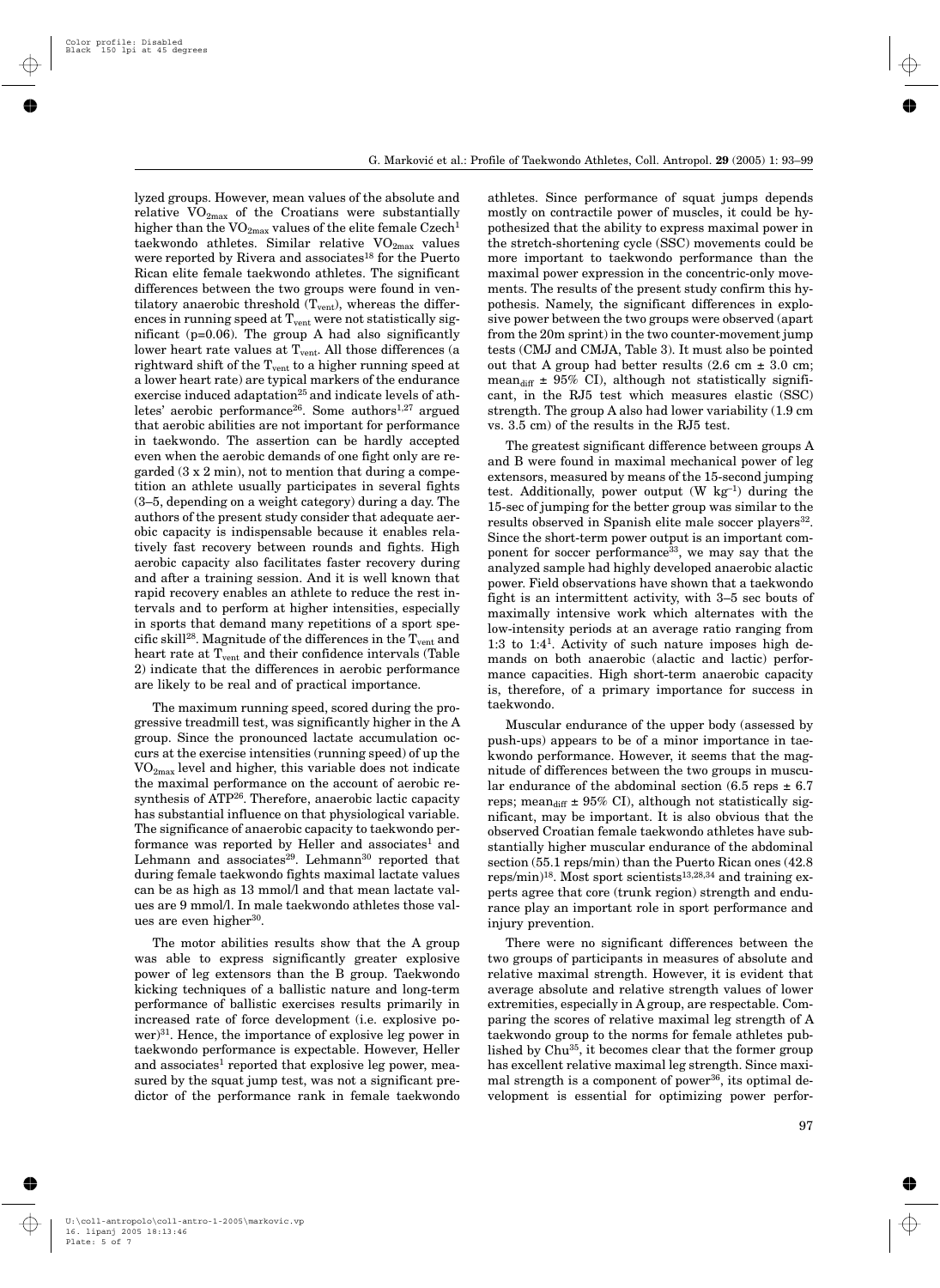lyzed groups. However, mean values of the absolute and relative $VO_{2max}$ of the Croatians were substantially higher than the $VO_{2max}$ values of the elite female Czech[1] taekwondo athletes. Similar relative $VO_{2max}$ values were reported by Rivera and associates[18] for the Puerto Rican elite female taekwondo athletes. The significant differences between the two groups were found in ventilatory anaerobic threshold ($T_{vent}$), whereas the differences in running speed at $T_{vent}$ were not statistically significant (p=0.06). The group A had also significantly lower heart rate values at $T_{vent}$. All those differences (a rightward shift of the $T_{vent}$ to a higher running speed at a lower heart rate) are typical markers of the endurance exercise induced adaptation[25] and indicate levels of athletes' aerobic performance[26]. Some authors[1,27] argued that aerobic abilities are not important for performance in taekwondo. The assertion can be hardly accepted even when the aerobic demands of one fight only are regarded (3 x 2 min), not to mention that during a competition an athlete usually participates in several fights (3–5, depending on a weight category) during a day. The authors of the present study consider that adequate aerobic capacity is indispensable because it enables relatively fast recovery between rounds and fights. High aerobic capacity also facilitates faster recovery during and after a training session. And it is well known that rapid recovery enables an athlete to reduce the rest intervals and to perform at higher intensities, especially in sports that demand many repetitions of a sport specific skill[28]. Magnitude of the differences in the $T_{vent}$ and heart rate at $T_{vent}$ and their confidence intervals (Table 2) indicate that the differences in aerobic performance are likely to be real and of practical importance.

The maximum running speed, scored during the progressive treadmill test, was significantly higher in the A group. Since the pronounced lactate accumulation occurs at the exercise intensities (running speed) of up the $VO_{2max}$ level and higher, this variable does not indicate the maximal performance on the account of aerobic resynthesis of ATP[26]. Therefore, anaerobic lactic capacity has substantial influence on that physiological variable. The significance of anaerobic capacity to taekwondo performance was reported by Heller and associates[1] and Lehmann and associates[29]. Lehmann[30] reported that during female taekwondo fights maximal lactate values can be as high as 13 mmol/l and that mean lactate values are 9 mmol/l. In male taekwondo athletes those values are even higher[30].

The motor abilities results show that the A group was able to express significantly greater explosive power of leg extensors than the B group. Taekwondo kicking techniques of a ballistic nature and long-term performance of ballistic exercises results primarily in increased rate of force development (i.e. explosive power)[31]. Hence, the importance of explosive leg power in taekwondo performance is expectable. However, Heller and associates[1] reported that explosive leg power, measured by the squat jump test, was not a significant predictor of the performance rank in female taekwondo athletes. Since performance of squat jumps depends mostly on contractile power of muscles, it could be hypothesized that the ability to express maximal power in the stretch-shortening cycle (SSC) movements could be more important to taekwondo performance than the maximal power expression in the concentric-only movements. The results of the present study confirm this hypothesis. Namely, the significant differences in explosive power between the two groups were observed (apart from the 20m sprint) in the two counter-movement jump tests (CMJ and CMJA, Table 3). It must also be pointed out that A group had better results (2.6 cm ± 3.0 cm; $mean_{diff}$ ± 95% CI), although not statistically significant, in the RJ5 test which measures elastic (SSC) strength. The group A also had lower variability (1.9 cm vs. 3.5 cm) of the results in the RJ5 test.

The greatest significant difference between groups A and B were found in maximal mechanical power of leg extensors, measured by means of the 15-second jumping test. Additionally, power output (W $kg^{-1}$) during the 15-sec of jumping for the better group was similar to the results observed in Spanish elite male soccer players[32]. Since the short-term power output is an important component for soccer performance[33], we may say that the analyzed sample had highly developed anaerobic alactic power. Field observations have shown that a taekwondo fight is an intermittent activity, with 3–5 sec bouts of maximally intensive work which alternates with the low-intensity periods at an average ratio ranging from 1:3 to 1:4[1]. Activity of such nature imposes high demands on both anaerobic (alactic and lactic) performance capacities. High short-term anaerobic capacity is, therefore, of a primary importance for success in taekwondo.

Muscular endurance of the upper body (assessed by push-ups) appears to be of a minor importance in taekwondo performance. However, it seems that the magnitude of differences between the two groups in muscular endurance of the abdominal section (6.5 reps ± 6.7 reps; $mean_{diff}$ ± 95% CI), although not statistically significant, may be important. It is also obvious that the observed Croatian female taekwondo athletes have substantially higher muscular endurance of the abdominal section (55.1 reps/min) than the Puerto Rican ones (42.8 reps/min)[18]. Most sport scientists[13,28,34] and training experts agree that core (trunk region) strength and endurance play an important role in sport performance and injury prevention.

There were no significant differences between the two groups of participants in measures of absolute and relative maximal strength. However, it is evident that average absolute and relative strength values of lower extremities, especially in A group, are respectable. Comparing the scores of relative maximal leg strength of A taekwondo group to the norms for female athletes published by Chu[35], it becomes clear that the former group has excellent relative maximal leg strength. Since maximal strength is a component of power[36], its optimal development is essential for optimizing power perfor-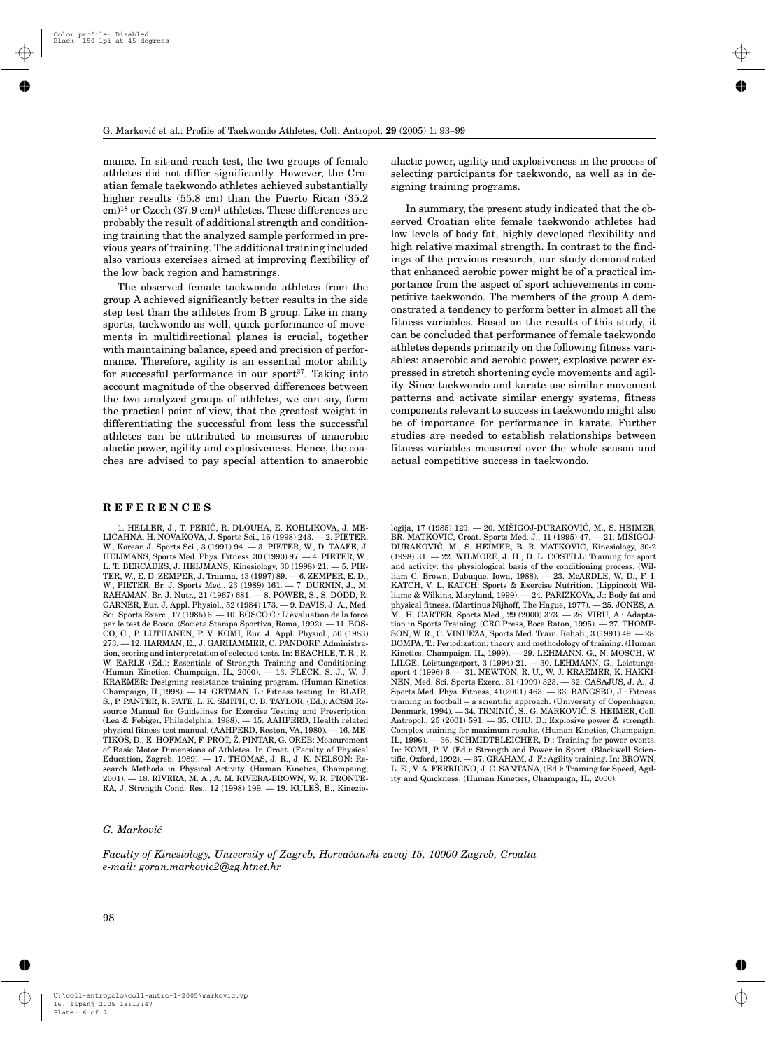mance. In sit-and-reach test, the two groups of female athletes did not differ significantly. However, the Croatian female taekwondo athletes achieved substantially higher results (55.8 cm) than the Puerto Rican (35.2 cm)[18] or Czech (37.9 cm)[1] athletes. These differences are probably the result of additional strength and conditioning training that the analyzed sample performed in previous years of training. The additional training included also various exercises aimed at improving flexibility of the low back region and hamstrings.

The observed female taekwondo athletes from the group A achieved significantly better results in the side step test than the athletes from B group. Like in many sports, taekwondo as well, quick performance of movements in multidirectional planes is crucial, together with maintaining balance, speed and precision of performance. Therefore, agility is an essential motor ability for successful performance in our sport[37]. Taking into account magnitude of the observed differences between the two analyzed groups of athletes, we can say, form the practical point of view, that the greatest weight in differentiating the successful from less the successful athletes can be attributed to measures of anaerobic alactic power, agility and explosiveness. Hence, the coaches are advised to pay special attention to anaerobic alactic power, agility and explosiveness in the process of selecting participants for taekwondo, as well as in designing training programs.

In summary, the present study indicated that the observed Croatian elite female taekwondo athletes had low levels of body fat, highly developed flexibility and high relative maximal strength. In contrast to the findings of the previous research, our study demonstrated that enhanced aerobic power might be of a practical importance from the aspect of sport achievements in competitive taekwondo. The members of the group A demonstrated a tendency to perform better in almost all the fitness variables. Based on the results of this study, it can be concluded that performance of female taekwondo athletes depends primarily on the following fitness variables: anaerobic and aerobic power, explosive power expressed in stretch shortening cycle movements and agility. Since taekwondo and karate use similar movement patterns and activate similar energy systems, fitness components relevant to success in taekwondo might also be of importance for performance in karate. Further studies are needed to establish relationships between fitness variables measured over the whole season and actual competitive success in taekwondo.

## REFERENCES

1. HELLER, J., T. PERIČ, R. DLOUHA, E. KOHLIKOVA, J. MELICHNA, H. NOVAKOVA, J. Sports Sci., 16 (1998) 243. — 2. PIETER, W., Korean J. Sports Sci., 3 (1991) 94. — 3. PIETER, W., D. TAAFE, J. HEIJMANS, Sports Med. Phys. Fitness, 30 (1990) 97. — 4. PIETER, W., L. T. BERCADES, J. HEIJMANS, Kinesiology, 30 (1998) 21. — 5. PIETER, W., E. D. ZEMPER, J. Trauma, 43 (1997) 89. — 6. ZEMPER, E. D., W., PIETER, Br. J. Sports Med., 23 (1989) 161. — 7. DURNIN, J., M. RAHAMAN, Br. J. Nutr., 21 (1967) 681. — 8. POWER, S., S. DODD, R. GARNER, Eur. J. Appl. Physiol., 52 (1984) 173. — 9. DAVIS, J. A., Med. Sci. Sports Exerc., 17 (1985) 6. — 10. BOSCO C.: L' évaluation de la force par le test de Bosco. (Societa Stampa Sportiva, Roma, 1992). — 11. BOSCO, C., P. LUTHANEN, P. V. KOMI, Eur. J. Appl. Physiol., 50 (1983) 273. — 12. HARMAN, E., J. GARHAMMER, C. PANDORF, Administration, scoring and interpretation of selected tests. In: BEACHLE, T. R., R. W. EARLE (Ed.): Essentials of Strength Training and Conditioning. (Human Kinetics, Champaign, IL, 2000). — 13. FLECK, S. J., W. J. KRAEMER: Designing resistance training program. (Human Kinetics, Champaign, IL,1998). — 14. GETMAN, L.: Fitness testing. In: BLAIR, S., P. PANTER, R. PATE, L. K. SMITH, C. B. TAYLOR, (Ed.): ACSM Resource Manual for Guidelines for Exercise Testing and Prescription. (Lea & Febiger, Philadelphia, 1988). — 15. AAHPERD, Health related physical fitness test manual. (AAHPERD, Reston, VA, 1980). — 16. METIKOŠ, D., E. HOFMAN, F. PROT, Ž. PINTAR, G. OREB: Measurement of Basic Motor Dimensions of Athletes. In Croat. (Faculty of Physical Education, Zagreb, 1989). — 17. THOMAS, J. R., J. K. NELSON: Research Methods in Physical Activity. (Human Kinetics, Champaing, 2001). — 18. RIVERA, M. A., A. M. RIVERA-BROWN, W. R. FRONTERA, J. Strength Cond. Res., 12 (1998) 199. — 19. KULEŠ, B., Kineziologija, 17 (1985) 129. — 20. MIŠIGOJ-DURAKOVIĆ, M., S. HEIMER, BR. MATKOVIĆ, Croat. Sports Med. J., 11 (1995) 47. — 21. MIŠIGOJ-DURAKOVIĆ, M., S. HEIMER, B. R. MATKOVIĆ, Kinesiology, 30-2 (1998) 31. — 22. WILMORE, J. H., D. L. COSTILL: Training for sport and activity: the physiological basis of the conditioning process. (William C. Brown, Dubuque, Iowa, 1988). — 23. McARDLE, W. D., F. I. KATCH, V. L. KATCH: Sports & Exercise Nutrition. (Lippincott Williams & Wilkins, Maryland, 1999). — 24. PARIZKOVA, J.: Body fat and physical fitness. (Martinus Nijhoff, The Hague, 1977). — 25. JONES, A. M., H. CARTER, Sports Med., 29 (2000) 373. — 26. VIRU, A.: Adaptation in Sports Training. (CRC Press, Boca Raton, 1995). — 27. THOMPSON, W. R., C. VINUEZA, Sports Med. Train. Rehab., 3 (1991) 49. — 28. BOMPA, T.: Periodization: theory and methodology of training. (Human Kinetics, Champaign, IL, 1999). — 29. LEHMANN, G., N. MOSCH, W. LILGE, Leistungssport, 3 (1994) 21. — 30. LEHMANN, G., Leistungssport 4 (1996) 6. — 31. NEWTON, R. U., W. J. KRAEMER, K. HAKKINEN, Med. Sci. Sports Exerc., 31 (1999) 323. — 32. CASAJUS, J. A., J. Sports Med. Phys. Fitness, 41(2001) 463. — 33. BANGSBO, J.: Fitness training in football – a scientific approach. (University of Copenhagen, Denmark, 1994). — 34. TRNINIĆ, S., G. MARKOVIĆ, S. HEIMER, Coll. Antropol., 25 (2001) 591. — 35. CHU, D.: Explosive power & strength. Complex training for maximum results. (Human Kinetics, Champaign, IL, 1996). — 36. SCHMIDTBLEICHER, D.: Training for power events. In: KOMI, P. V. (Ed.): Strength and Power in Sport. (Blackwell Scientific, Oxford, 1992). — 37. GRAHAM, J. F.: Agility training. In: BROWN, L. E., V. A. FERRIGNO, J. C. SANTANA, (Ed.): Training for Speed, Agility and Quickness. (Human Kinetics, Champaign, IL, 2000).

*G. Marković*

*Faculty of Kinesiology, University of Zagreb, Horvaćanski zavoj 15, 10000 Zagreb, Croatia*
*e-mail: goran.markovic2@zg.htnet.hr*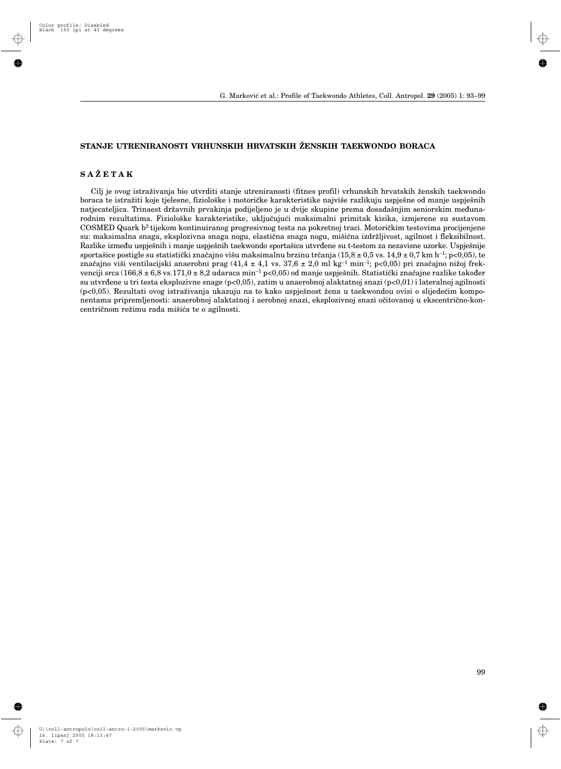## STANJE UTRENIRANOSTI VRHUNSKIH HRVATSKIH ŽENSKIH TAEKWONDO BORACA

## S A Ž E T A K

Cilj je ovog istraživanja bio utvrditi stanje utreniranosti (fitnes profil) vrhunskih hrvatskih ženskih taekwondo boraca te istražiti koje tjelesne, fiziološke i motoričke karakteristike najviše razlikuju uspješne od manje uspješnih natjecateljica. Trinaest državnih prvakinja podijeljeno je u dvije skupine prema dosadašnjim seniorskim međunarodnim rezultatima. Fiziološke karakteristike, uključujući maksimalni primitak kisika, izmjerene su sustavom COSMED Quark $b^2$ tijekom kontinuiranog progresivnog testa na pokretnoj traci. Motoričkim testovima procijenjene su: maksimalna snaga, eksplozivna snaga nogu, elastična snaga nogu, mišićna izdržljivost, agilnost i fleksibilnost. Razlike između uspješnih i manje uspješnih taekwondo sportašica utvrđene su t-testom za nezavisne uzorke. Uspješnije sportašice postigle su statistički značajno višu maksimalnu brzinu trčanja (15,8 ± 0,5 vs. 14,9 ± 0,7 km $h^{-1}$; $p<0,05$), te značajno viši ventilacijski anaerobni prag (41,4 ± 4,1 vs. 37,6 ± 2,0 ml $kg^{-1}$ $min^{-1}$; $p<0,05$) pri značajno nižoj frekvenciji srca (166,8 ± 6,8 vs.171,0 ± 8,2 udaraca $min^{-1}$ $p<0,05$) od manje uspješnih. Statistički značajne razlike također su utvrđene u tri testa eksplozivne snage ($p<0,05$), zatim u anaerobnoj alaktatnoj snazi ($p<0,01$) i lateralnoj agilnosti ($p<0,05$). Rezultati ovog istraživanja ukazuju na to kako uspješnost žena u taekwondou ovisi o slijedećim komponentama pripremljenosti: anaerobnoj alaktatnoj i aerobnoj snazi, eksplozivnoj snazi očitovanoj u ekscentrično-koncentričnom režimu rada mišića te o agilnosti.